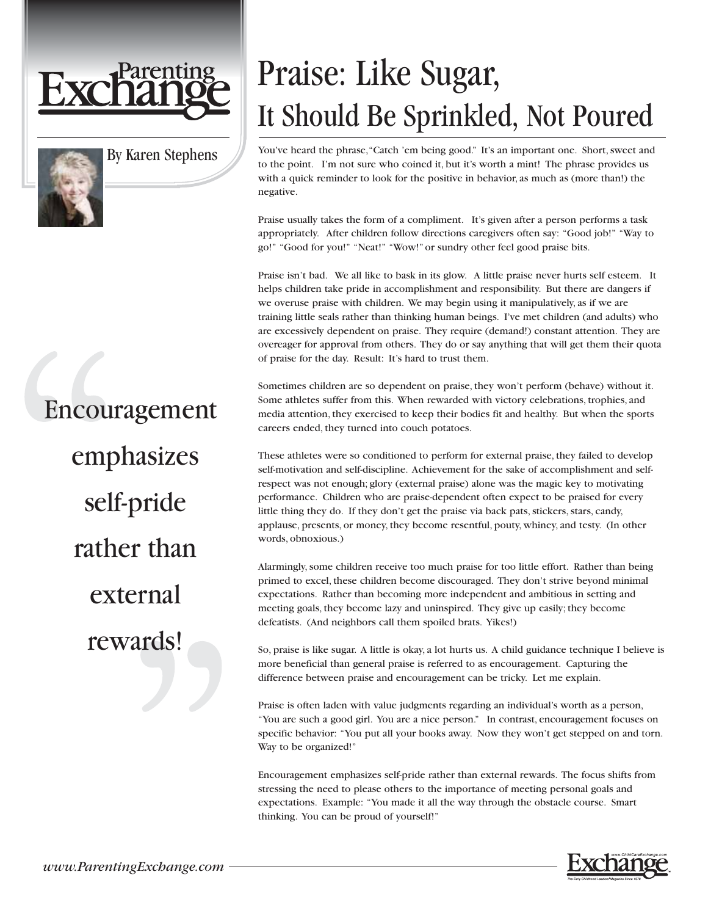Parenting Exchange

By Karen Stephens

# Praise: Like Sugar, It Should Be Sprinkled, Not Poured

You've heard the phrase, "Catch 'em being good." It's an important one. Short, sweet and to the point. I'm not sure who coined it, but it's worth a mint! The phrase provides us with a quick reminder to look for the positive in behavior, as much as (more than!) the negative.

Praise usually takes the form of a compliment. It's given after a person performs a task appropriately. After children follow directions caregivers often say: "Good job!" "Way to go!" "Good for you!" "Neat!" "Wow!" or sundry other feel good praise bits.

Praise isn't bad. We all like to bask in its glow. A little praise never hurts self esteem. It helps children take pride in accomplishment and responsibility. But there are dangers if we overuse praise with children. We may begin using it manipulatively, as if we are training little seals rather than thinking human beings. I've met children (and adults) who are excessively dependent on praise. They require (demand!) constant attention. They are overeager for approval from others. They do or say anything that will get them their quota of praise for the day. Result: It's hard to trust them.

Sometimes children are so dependent on praise, they won't perform (behave) without it. Some athletes suffer from this. When rewarded with victory celebrations, trophies, and media attention, they exercised to keep their bodies fit and healthy. But when the sports careers ended, they turned into couch potatoes.

These athletes were so conditioned to perform for external praise, they failed to develop self-motivation and self-discipline. Achievement for the sake of accomplishment and self-respect was not enough; glory (external praise) alone was the magic key to motivating performance. Children who are praise-dependent often expect to be praised for every little thing they do. If they don't get the praise via back pats, stickers, stars, candy, applause, presents, or money, they become resentful, pouty, whiney, and testy. (In other words, obnoxious.)

Alarmingly, some children receive too much praise for too little effort. Rather than being primed to excel, these children become discouraged. They don't strive beyond minimal expectations. Rather than becoming more independent and ambitious in setting and meeting goals, they become lazy and uninspired. They give up easily; they become defeatists. (And neighbors call them spoiled brats. Yikes!)

> "Encouragement emphasizes self-pride rather than external rewards!"

So, praise is like sugar. A little is okay, a lot hurts us. A child guidance technique I believe is more beneficial than general praise is referred to as encouragement. Capturing the difference between praise and encouragement can be tricky. Let me explain.

Praise is often laden with value judgments regarding an individual's worth as a person, "You are such a good girl. You are a nice person." In contrast, encouragement focuses on specific behavior: "You put all your books away. Now they won't get stepped on and torn. Way to be organized!"

Encouragement emphasizes self-pride rather than external rewards. The focus shifts from stressing the need to please others to the importance of meeting personal goals and expectations. Example: "You made it all the way through the obstacle course. Smart thinking. You can be proud of yourself!"

*www.ParentingExchange.com*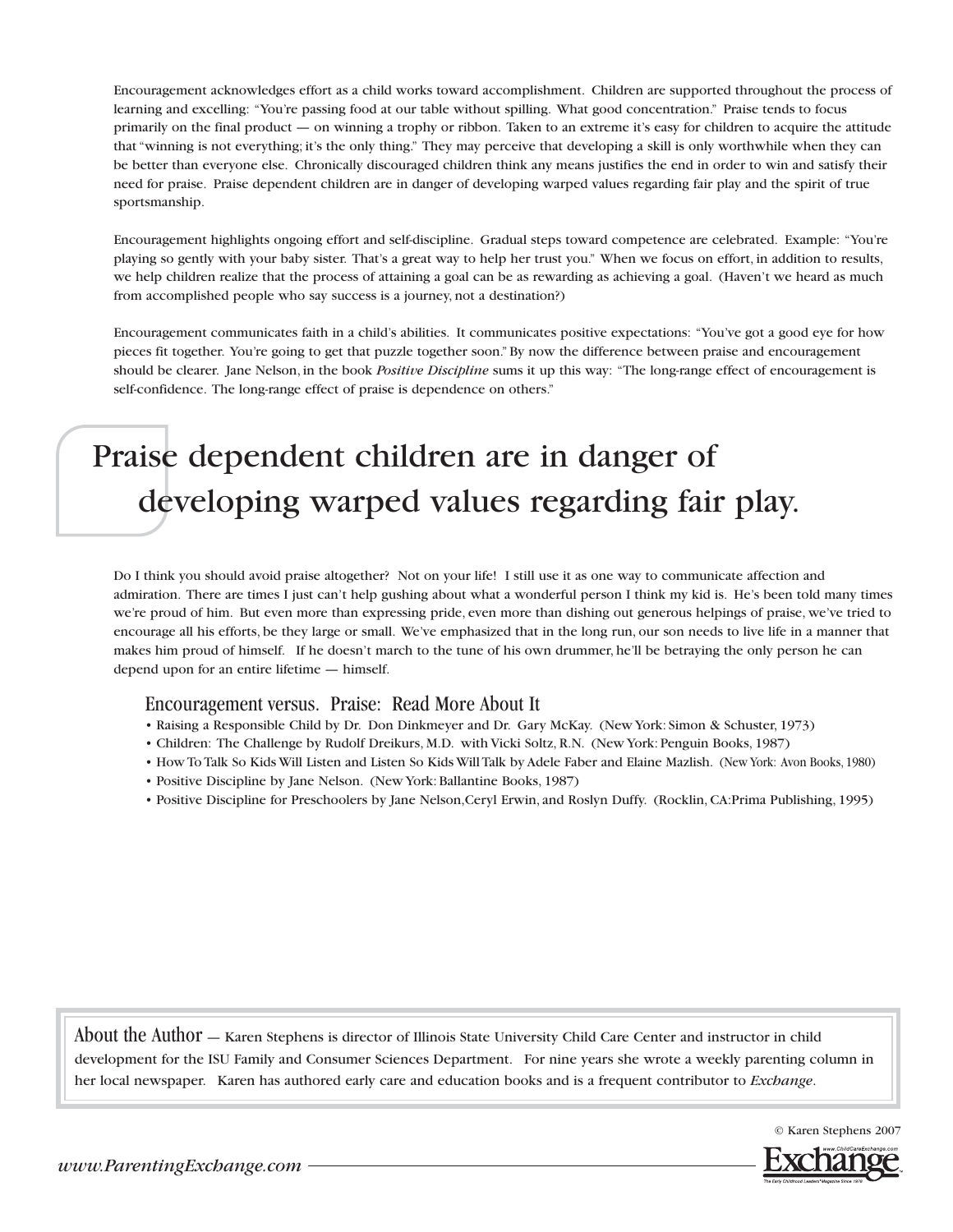Encouragement acknowledges effort as a child works toward accomplishment. Children are supported throughout the process of learning and excelling: "You're passing food at our table without spilling. What good concentration." Praise tends to focus primarily on the final product — on winning a trophy or ribbon. Taken to an extreme it's easy for children to acquire the attitude that "winning is not everything; it's the only thing." They may perceive that developing a skill is only worthwhile when they can be better than everyone else. Chronically discouraged children think any means justifies the end in order to win and satisfy their need for praise. Praise dependent children are in danger of developing warped values regarding fair play and the spirit of true sportsmanship.

Encouragement highlights ongoing effort and self-discipline. Gradual steps toward competence are celebrated. Example: "You're playing so gently with your baby sister. That's a great way to help her trust you." When we focus on effort, in addition to results, we help children realize that the process of attaining a goal can be as rewarding as achieving a goal. (Haven't we heard as much from accomplished people who say success is a journey, not a destination?)

Encouragement communicates faith in a child's abilities. It communicates positive expectations: "You've got a good eye for how pieces fit together. You're going to get that puzzle together soon." By now the difference between praise and encouragement should be clearer. Jane Nelson, in the book *Positive Discipline* sums it up this way: "The long-range effect of encouragement is self-confidence. The long-range effect of praise is dependence on others."

> Praise dependent children are in danger of developing warped values regarding fair play.

Do I think you should avoid praise altogether? Not on your life! I still use it as one way to communicate affection and admiration. There are times I just can't help gushing about what a wonderful person I think my kid is. He's been told many times we're proud of him. But even more than expressing pride, even more than dishing out generous helpings of praise, we've tried to encourage all his efforts, be they large or small. We've emphasized that in the long run, our son needs to live life in a manner that makes him proud of himself. If he doesn't march to the tune of his own drummer, he'll be betraying the only person he can depend upon for an entire lifetime — himself.

## Encouragement versus. Praise: Read More About It

- Raising a Responsible Child by Dr. Don Dinkmeyer and Dr. Gary McKay. (New York: Simon & Schuster, 1973)
- Children: The Challenge by Rudolf Dreikurs, M.D. with Vicki Soltz, R.N. (New York: Penguin Books, 1987)
- How To Talk So Kids Will Listen and Listen So Kids Will Talk by Adele Faber and Elaine Mazlish. (New York: Avon Books, 1980)
- Positive Discipline by Jane Nelson. (New York: Ballantine Books, 1987)
- Positive Discipline for Preschoolers by Jane Nelson, Ceryl Erwin, and Roslyn Duffy. (Rocklin, CA: Prima Publishing, 1995)

**About the Author** — Karen Stephens is director of Illinois State University Child Care Center and instructor in child development for the ISU Family and Consumer Sciences Department. For nine years she wrote a weekly parenting column in her local newspaper. Karen has authored early care and education books and is a frequent contributor to *Exchange*.

© Karen Stephens 2007